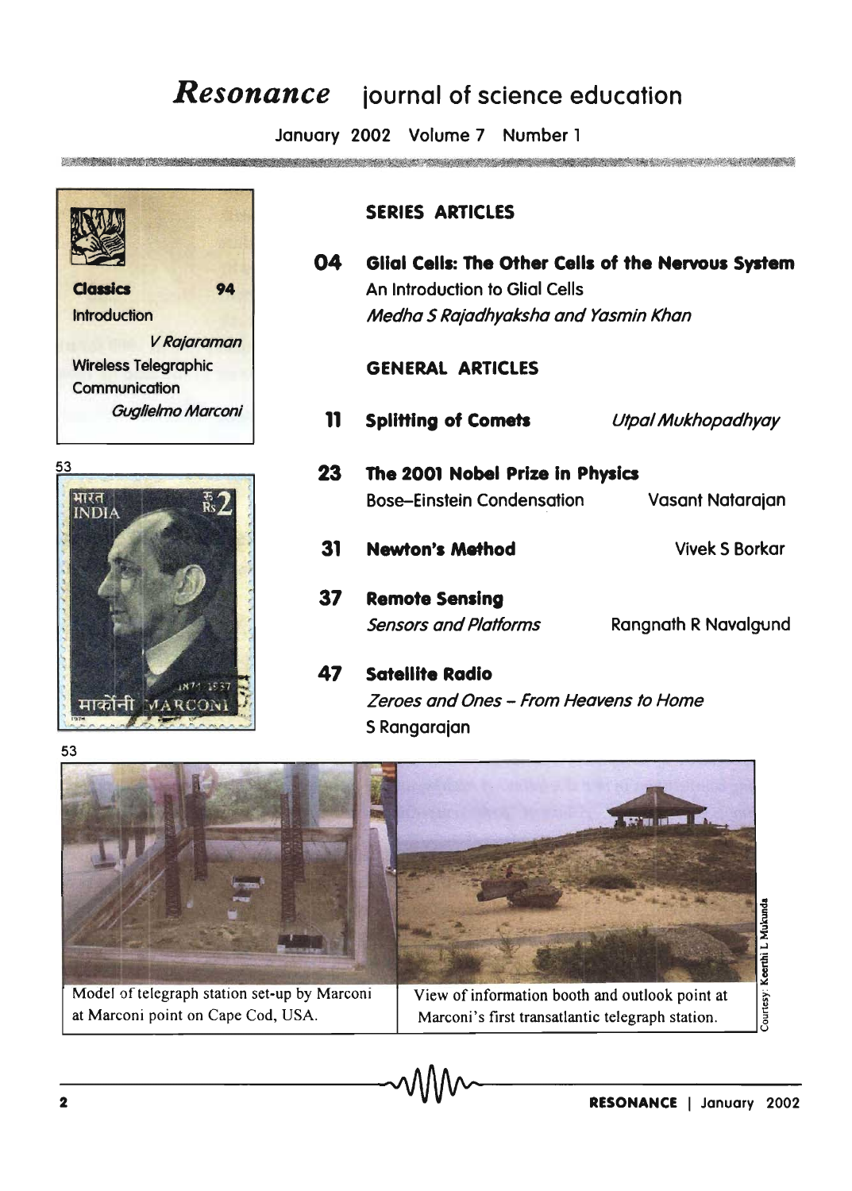# *Resonance* journal of science education

January 2002 Volume 7 Number 1

**Classics** 94

Introduction

*V Rajaraman*

Wireless Telegraphic Communication

*Guglielmo Marconi*

53

53

## SERIES ARTICLES

**04 Glial Cells: The Other Cells of the Nervous System**
An Introduction to Glial Cells
*Medha S Rajadhyaksha and Yasmin Khan*

## GENERAL ARTICLES

**11 Splitting of Comets** *Utpal Mukhopadhyay*

**23 The 2001 Nobel Prize in Physics**
Bose–Einstein Condensation Vasant Natarajan

**31 Newton's Method** Vivek S Borkar

**37 Remote Sensing**
*Sensors and Platforms* Rangnath R Navalgund

**47 Satellite Radio**
*Zeroes and Ones – From Heavens to Home*
S Rangarajan

Model of telegraph station set-up by Marconi at Marconi point on Cape Cod, USA.

View of information booth and outlook point at Marconi's first transatlantic telegraph station.

Courtesy: Keerthi L Mukunda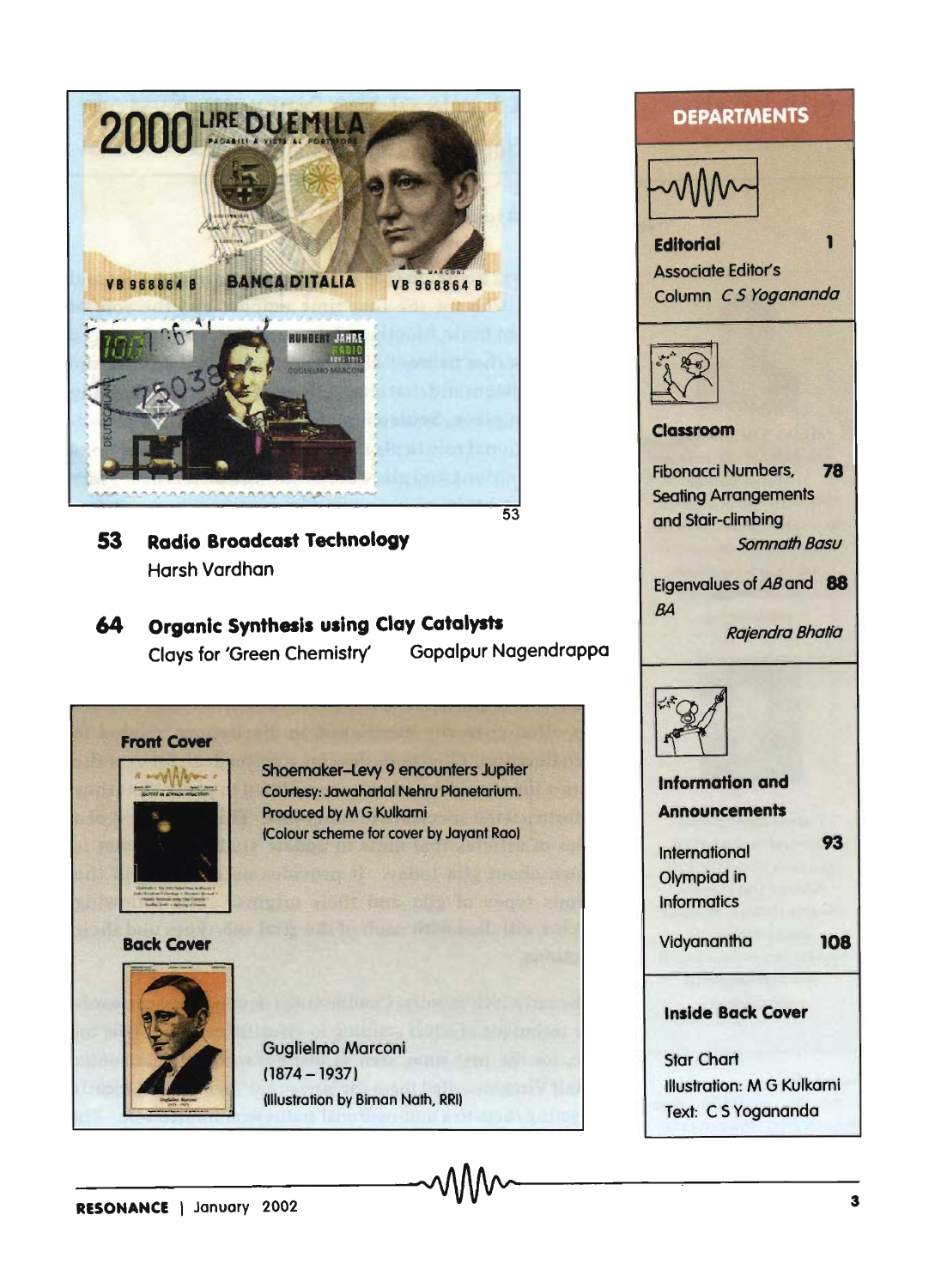53 **Radio Broadcast Technology**
Harsh Vardhan

64 **Organic Synthesis using Clay Catalysts**
Clays for 'Green Chemistry' Gopalpur Nagendrappa

**Front Cover**

Shoemaker–Levy 9 encounters Jupiter
Courtesy: Jawaharlal Nehru Planetarium.
Produced by M G Kulkarni
(Colour scheme for cover by Jayant Rao)

**Back Cover**

Guglielmo Marconi
(1874 – 1937)
(Illustration by Biman Nath, RRI)

## DEPARTMENTS

**Editorial** 1
Associate Editor's Column *C S Yogananda*

**Classroom**

Fibonacci Numbers, Seating Arrangements and Stair-climbing 78
*Somnath Basu*

Eigenvalues of *AB* and *BA* 88
*Rajendra Bhatia*

**Information and Announcements**

International Olympiad in Informatics 93

Vidyanantha 108

**Inside Back Cover**

Star Chart
Illustration: M G Kulkarni
Text: C S Yogananda